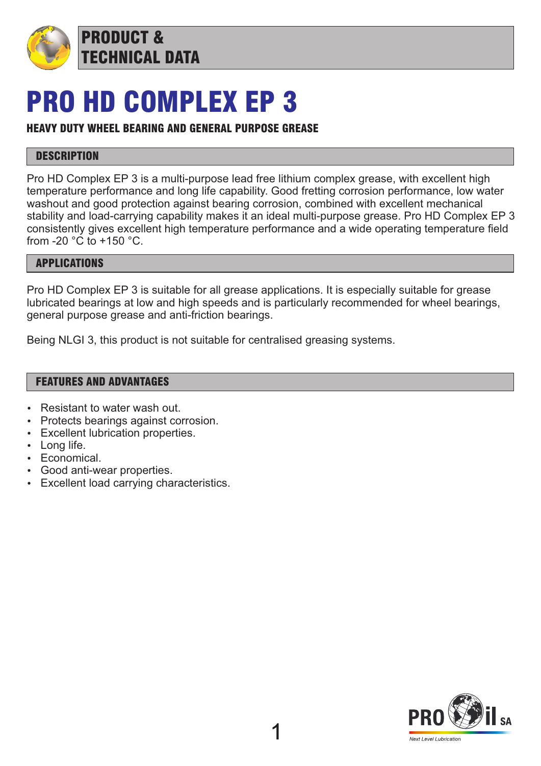# PRODUCT & TECHNICAL DATA

# PRO HD COMPLEX EP 3

**HEAVY DUTY WHEEL BEARING AND GENERAL PURPOSE GREASE**

## DESCRIPTION

Pro HD Complex EP 3 is a multi-purpose lead free lithium complex grease, with excellent high temperature performance and long life capability. Good fretting corrosion performance, low water washout and good protection against bearing corrosion, combined with excellent mechanical stability and load-carrying capability makes it an ideal multi-purpose grease. Pro HD Complex EP 3 consistently gives excellent high temperature performance and a wide operating temperature field from -20 °C to +150 °C.

## APPLICATIONS

Pro HD Complex EP 3 is suitable for all grease applications. It is especially suitable for grease lubricated bearings at low and high speeds and is particularly recommended for wheel bearings, general purpose grease and anti-friction bearings.

Being NLGI 3, this product is not suitable for centralised greasing systems.

## FEATURES AND ADVANTAGES

- Resistant to water wash out.
- Protects bearings against corrosion.
- Excellent lubrication properties.
- Long life.
- Economical.
- Good anti-wear properties.
- Excellent load carrying characteristics.

PRO il SA
*Next Level Lubrication*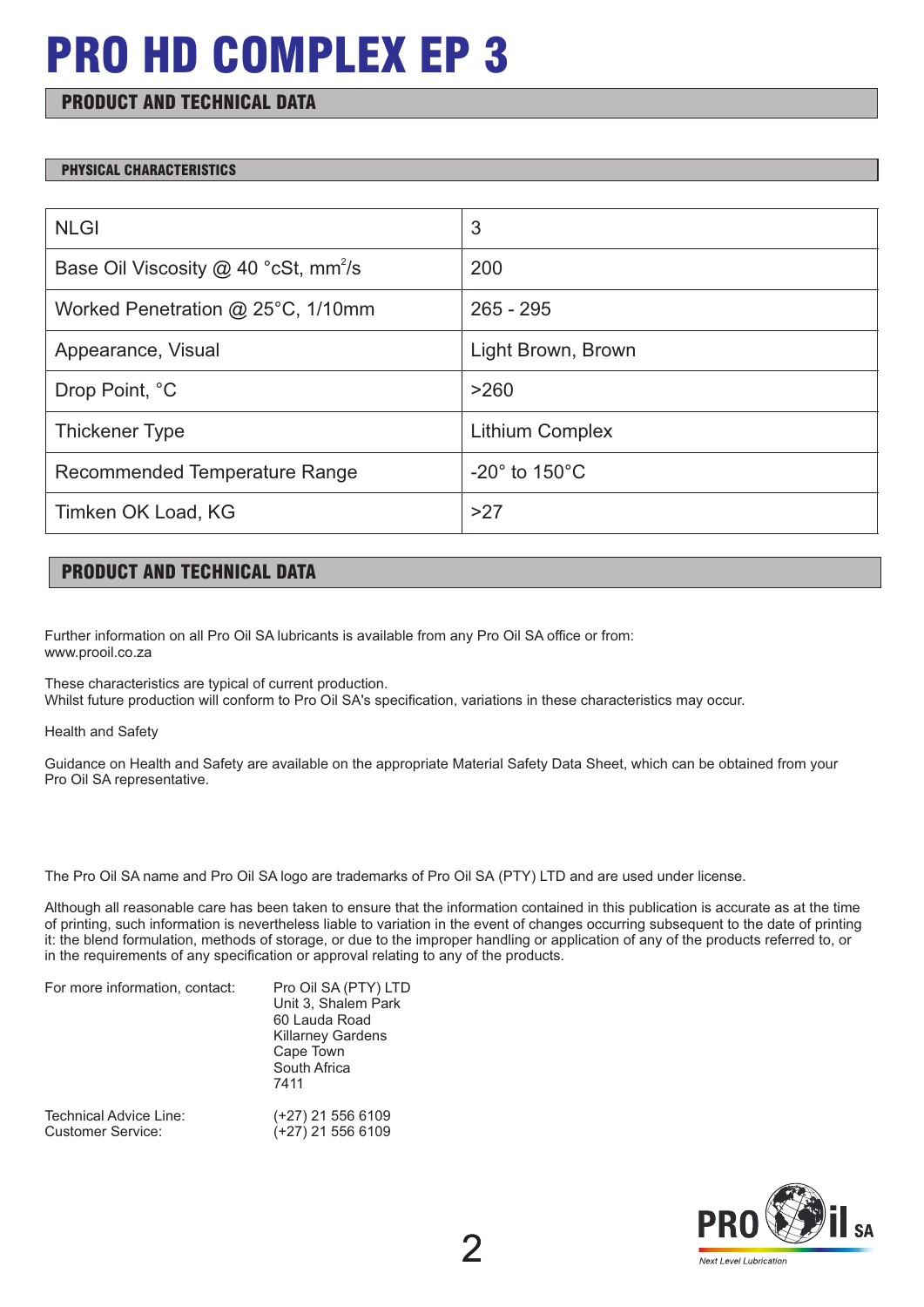# PRO HD COMPLEX EP 3

## PRODUCT AND TECHNICAL DATA

### PHYSICAL CHARACTERISTICS

| | |
|---|---|
| NLGI | 3 |
| Base Oil Viscosity @ 40 °cSt, $mm^2/s$ | 200 |
| Worked Penetration @ 25°C, 1/10mm | 265 - 295 |
| Appearance, Visual | Light Brown, Brown |
| Drop Point, °C | >260 |
| Thickener Type | Lithium Complex |
| Recommended Temperature Range | -20° to 150°C |
| Timken OK Load, KG | >27 |

## PRODUCT AND TECHNICAL DATA

Further information on all Pro Oil SA lubricants is available from any Pro Oil SA office or from:
www.prooil.co.za

These characteristics are typical of current production.
Whilst future production will conform to Pro Oil SA's specification, variations in these characteristics may occur.

Health and Safety

Guidance on Health and Safety are available on the appropriate Material Safety Data Sheet, which can be obtained from your Pro Oil SA representative.

The Pro Oil SA name and Pro Oil SA logo are trademarks of Pro Oil SA (PTY) LTD and are used under license.

Although all reasonable care has been taken to ensure that the information contained in this publication is accurate as at the time of printing, such information is nevertheless liable to variation in the event of changes occurring subsequent to the date of printing it: the blend formulation, methods of storage, or due to the improper handling or application of any of the products referred to, or in the requirements of any specification or approval relating to any of the products.

For more information, contact:

Pro Oil SA (PTY) LTD
Unit 3, Shalem Park
60 Lauda Road
Killarney Gardens
Cape Town
South Africa
7411

Technical Advice Line: (+27) 21 556 6109
Customer Service: (+27) 21 556 6109

PRO Oil SA
Next Level Lubrication